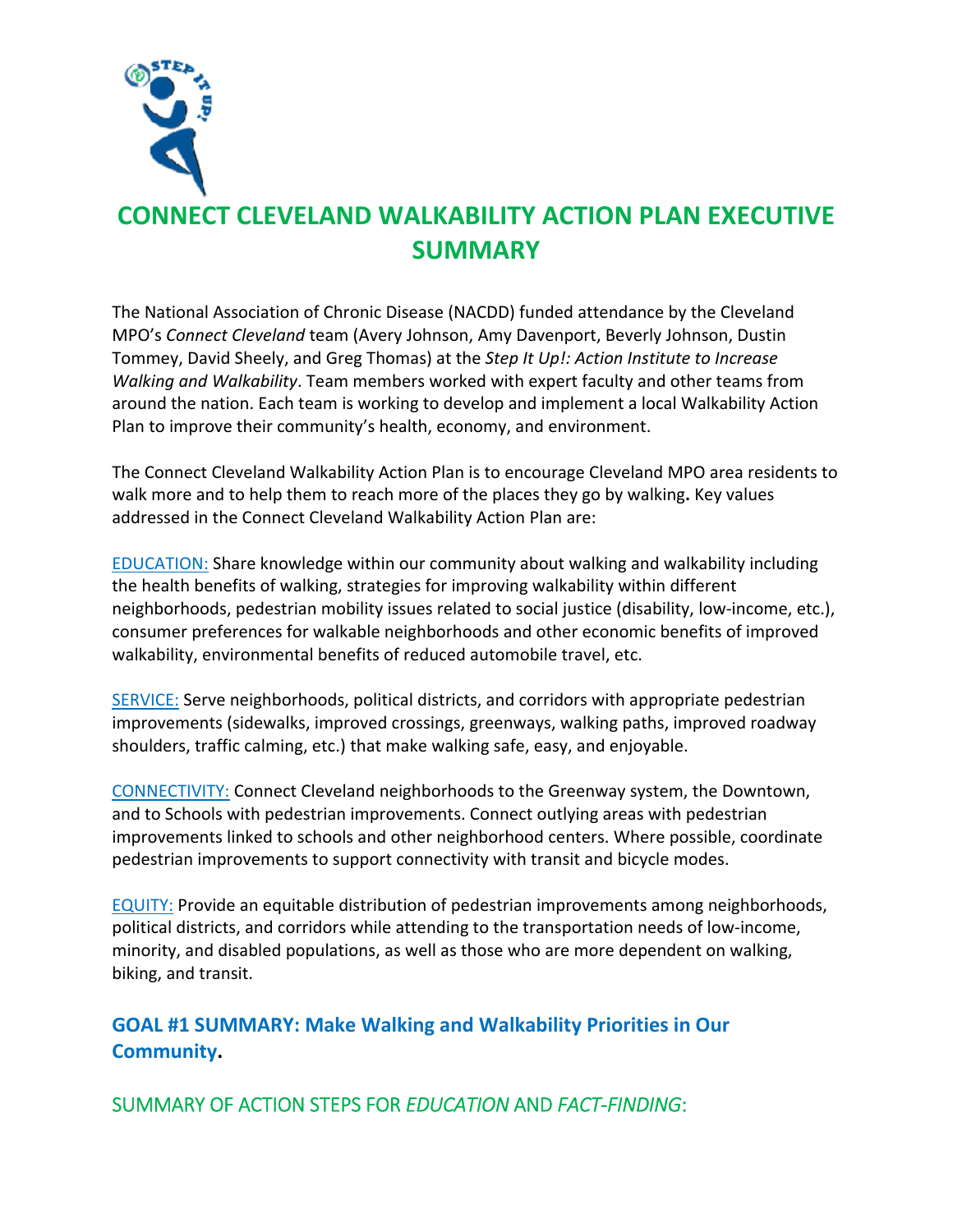# CONNECT CLEVELAND WALKABILITY ACTION PLAN EXECUTIVE SUMMARY

The National Association of Chronic Disease (NACDD) funded attendance by the Cleveland MPO's *Connect Cleveland* team (Avery Johnson, Amy Davenport, Beverly Johnson, Dustin Tommey, David Sheely, and Greg Thomas) at the *Step It Up!: Action Institute to Increase Walking and Walkability*. Team members worked with expert faculty and other teams from around the nation. Each team is working to develop and implement a local Walkability Action Plan to improve their community's health, economy, and environment.

The Connect Cleveland Walkability Action Plan is to encourage Cleveland MPO area residents to walk more and to help them to reach more of the places they go by walking**.** Key values addressed in the Connect Cleveland Walkability Action Plan are:

EDUCATION: Share knowledge within our community about walking and walkability including the health benefits of walking, strategies for improving walkability within different neighborhoods, pedestrian mobility issues related to social justice (disability, low-income, etc.), consumer preferences for walkable neighborhoods and other economic benefits of improved walkability, environmental benefits of reduced automobile travel, etc.

SERVICE: Serve neighborhoods, political districts, and corridors with appropriate pedestrian improvements (sidewalks, improved crossings, greenways, walking paths, improved roadway shoulders, traffic calming, etc.) that make walking safe, easy, and enjoyable.

CONNECTIVITY: Connect Cleveland neighborhoods to the Greenway system, the Downtown, and to Schools with pedestrian improvements. Connect outlying areas with pedestrian improvements linked to schools and other neighborhood centers. Where possible, coordinate pedestrian improvements to support connectivity with transit and bicycle modes.

EQUITY: Provide an equitable distribution of pedestrian improvements among neighborhoods, political districts, and corridors while attending to the transportation needs of low-income, minority, and disabled populations, as well as those who are more dependent on walking, biking, and transit.

## GOAL #1 SUMMARY: Make Walking and Walkability Priorities in Our Community.

### SUMMARY OF ACTION STEPS FOR *EDUCATION* AND *FACT-FINDING*: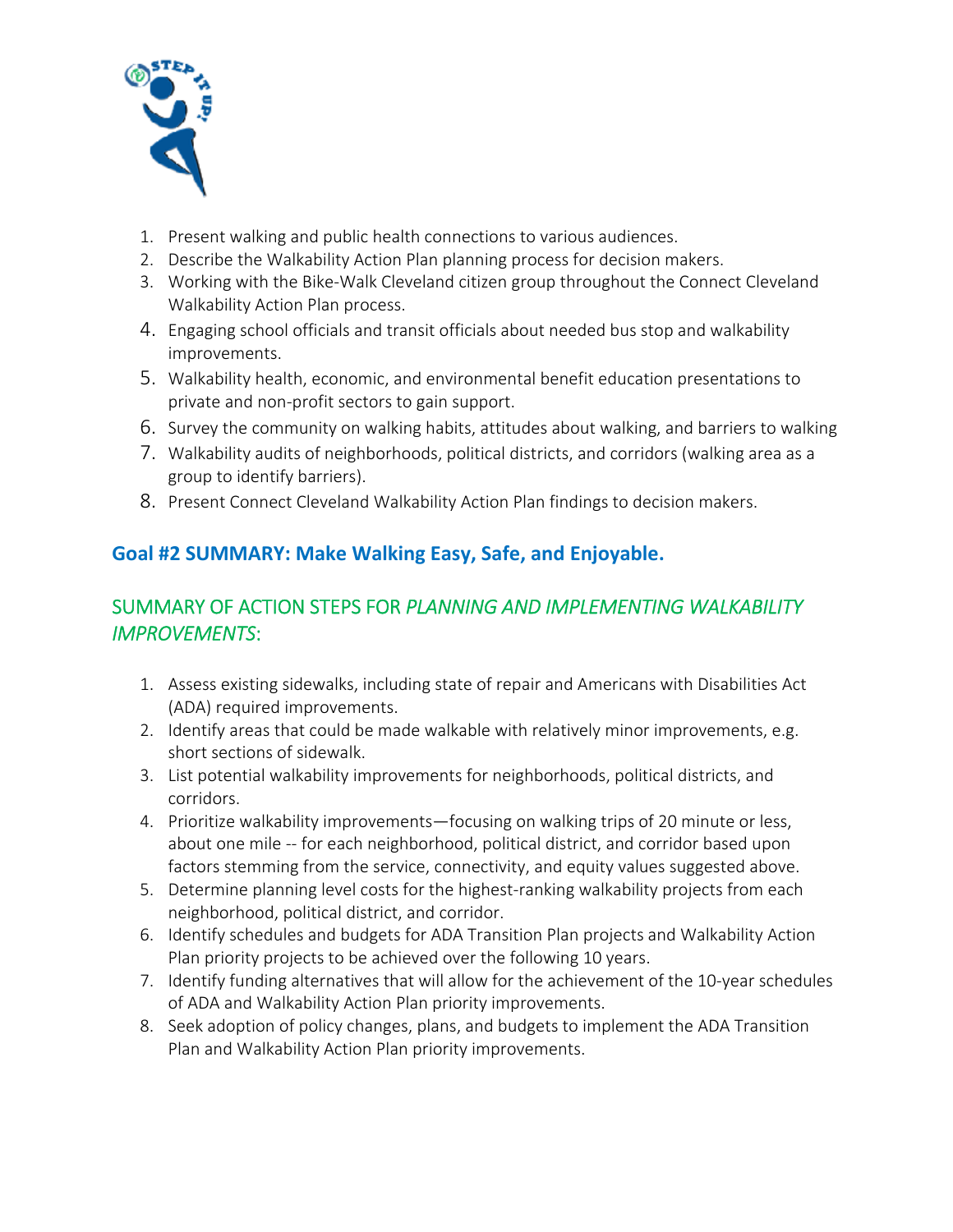1. Present walking and public health connections to various audiences.
2. Describe the Walkability Action Plan planning process for decision makers.
3. Working with the Bike-Walk Cleveland citizen group throughout the Connect Cleveland Walkability Action Plan process.
4. Engaging school officials and transit officials about needed bus stop and walkability improvements.
5. Walkability health, economic, and environmental benefit education presentations to private and non-profit sectors to gain support.
6. Survey the community on walking habits, attitudes about walking, and barriers to walking
7. Walkability audits of neighborhoods, political districts, and corridors (walking area as a group to identify barriers).
8. Present Connect Cleveland Walkability Action Plan findings to decision makers.

## Goal #2 SUMMARY: Make Walking Easy, Safe, and Enjoyable.

### SUMMARY OF ACTION STEPS FOR *PLANNING AND IMPLEMENTING WALKABILITY IMPROVEMENTS*:

1. Assess existing sidewalks, including state of repair and Americans with Disabilities Act (ADA) required improvements.
2. Identify areas that could be made walkable with relatively minor improvements, e.g. short sections of sidewalk.
3. List potential walkability improvements for neighborhoods, political districts, and corridors.
4. Prioritize walkability improvements—focusing on walking trips of 20 minute or less, about one mile -- for each neighborhood, political district, and corridor based upon factors stemming from the service, connectivity, and equity values suggested above.
5. Determine planning level costs for the highest-ranking walkability projects from each neighborhood, political district, and corridor.
6. Identify schedules and budgets for ADA Transition Plan projects and Walkability Action Plan priority projects to be achieved over the following 10 years.
7. Identify funding alternatives that will allow for the achievement of the 10-year schedules of ADA and Walkability Action Plan priority improvements.
8. Seek adoption of policy changes, plans, and budgets to implement the ADA Transition Plan and Walkability Action Plan priority improvements.